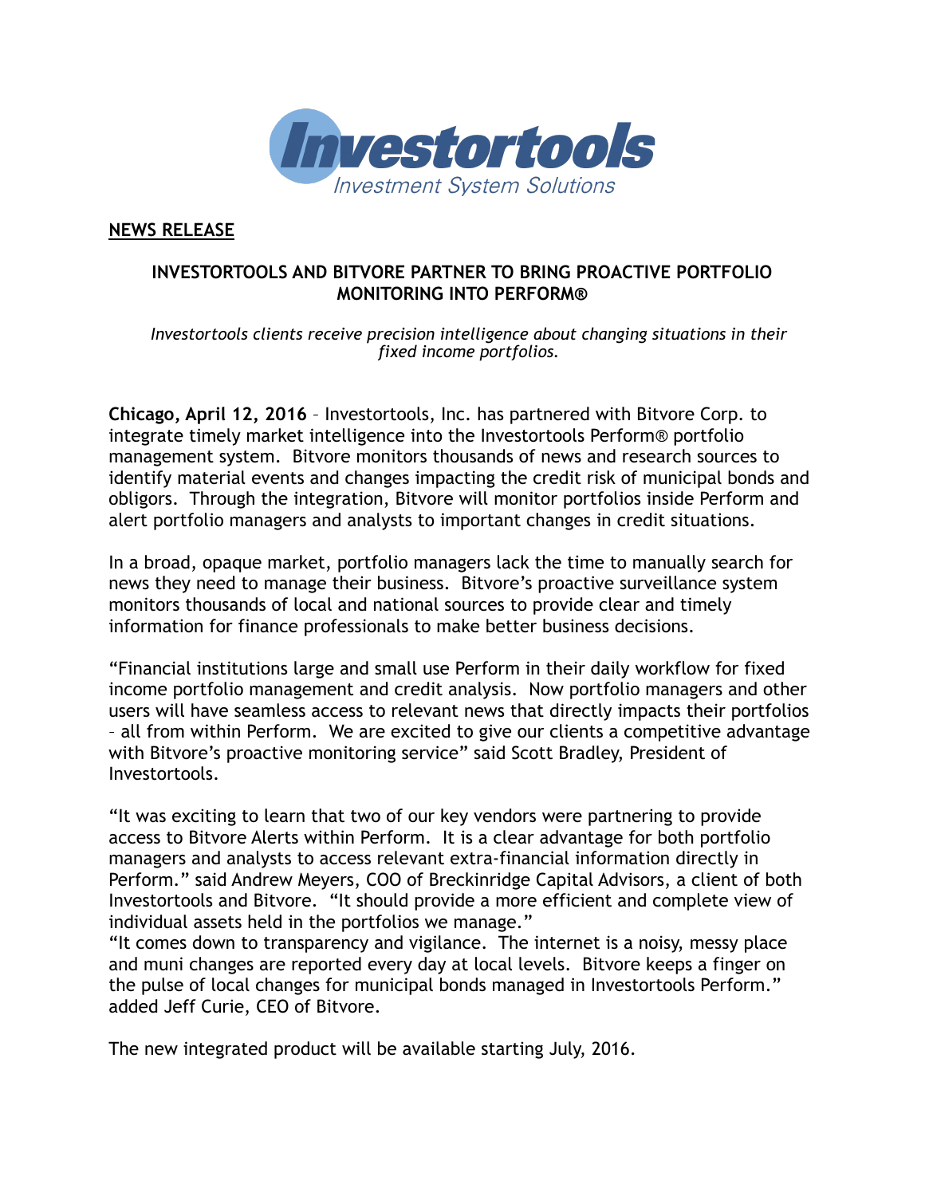Investortools
Investment System Solutions

**NEWS RELEASE**

## INVESTORTOOLS AND BITVORE PARTNER TO BRING PROACTIVE PORTFOLIO MONITORING INTO PERFORM®

*Investortools clients receive precision intelligence about changing situations in their fixed income portfolios.*

**Chicago, April 12, 2016** – Investortools, Inc. has partnered with Bitvore Corp. to integrate timely market intelligence into the Investortools Perform® portfolio management system. Bitvore monitors thousands of news and research sources to identify material events and changes impacting the credit risk of municipal bonds and obligors. Through the integration, Bitvore will monitor portfolios inside Perform and alert portfolio managers and analysts to important changes in credit situations.

In a broad, opaque market, portfolio managers lack the time to manually search for news they need to manage their business. Bitvore's proactive surveillance system monitors thousands of local and national sources to provide clear and timely information for finance professionals to make better business decisions.

"Financial institutions large and small use Perform in their daily workflow for fixed income portfolio management and credit analysis. Now portfolio managers and other users will have seamless access to relevant news that directly impacts their portfolios – all from within Perform. We are excited to give our clients a competitive advantage with Bitvore's proactive monitoring service" said Scott Bradley, President of Investortools.

"It was exciting to learn that two of our key vendors were partnering to provide access to Bitvore Alerts within Perform. It is a clear advantage for both portfolio managers and analysts to access relevant extra-financial information directly in Perform." said Andrew Meyers, COO of Breckinridge Capital Advisors, a client of both Investortools and Bitvore. "It should provide a more efficient and complete view of individual assets held in the portfolios we manage."

"It comes down to transparency and vigilance. The internet is a noisy, messy place and muni changes are reported every day at local levels. Bitvore keeps a finger on the pulse of local changes for municipal bonds managed in Investortools Perform." added Jeff Curie, CEO of Bitvore.

The new integrated product will be available starting July, 2016.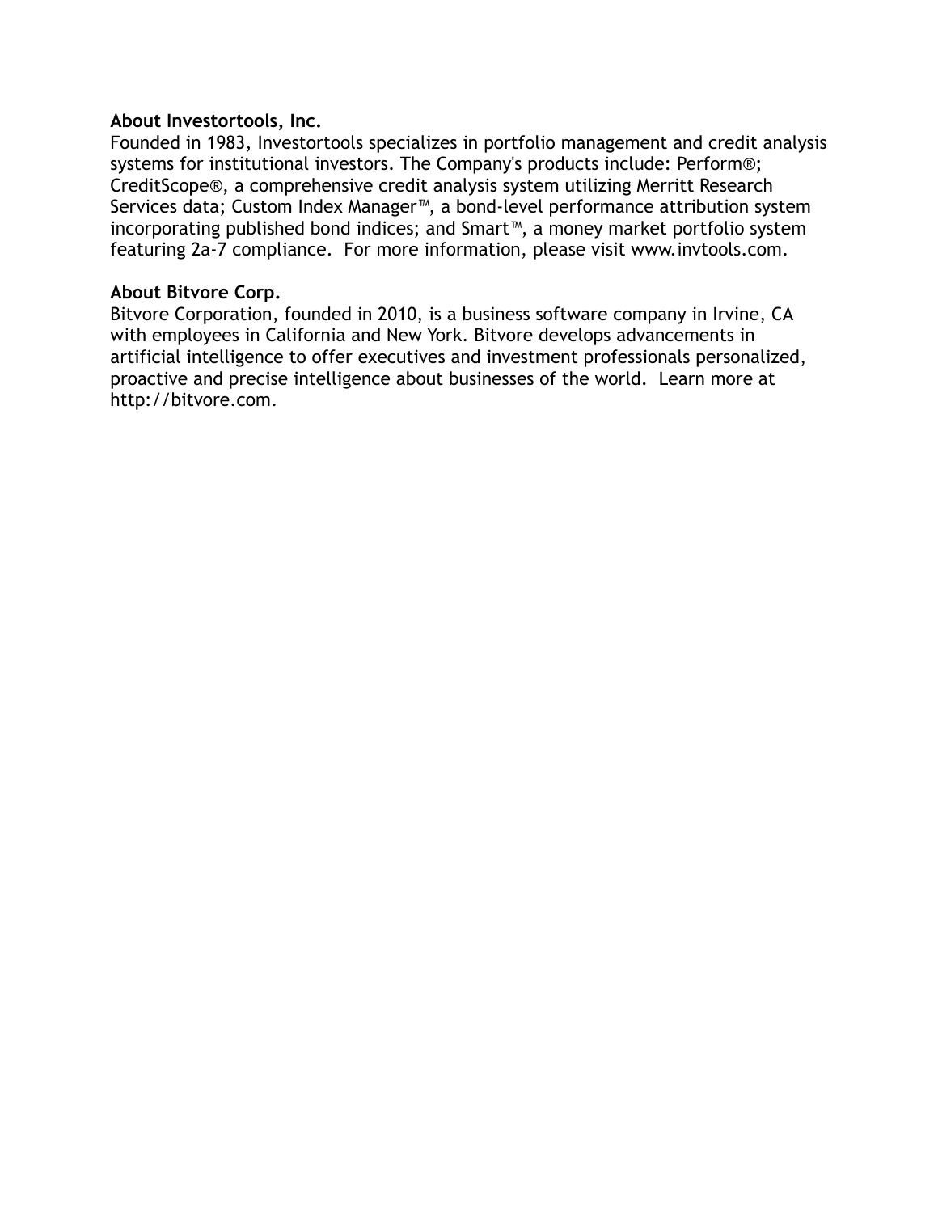**About Investortools, Inc.**
Founded in 1983, Investortools specializes in portfolio management and credit analysis systems for institutional investors. The Company's products include: Perform®; CreditScope®, a comprehensive credit analysis system utilizing Merritt Research Services data; Custom Index Manager™, a bond-level performance attribution system incorporating published bond indices; and Smart™, a money market portfolio system featuring 2a-7 compliance. For more information, please visit www.invtools.com.

**About Bitvore Corp.**
Bitvore Corporation, founded in 2010, is a business software company in Irvine, CA with employees in California and New York. Bitvore develops advancements in artificial intelligence to offer executives and investment professionals personalized, proactive and precise intelligence about businesses of the world. Learn more at http://bitvore.com.